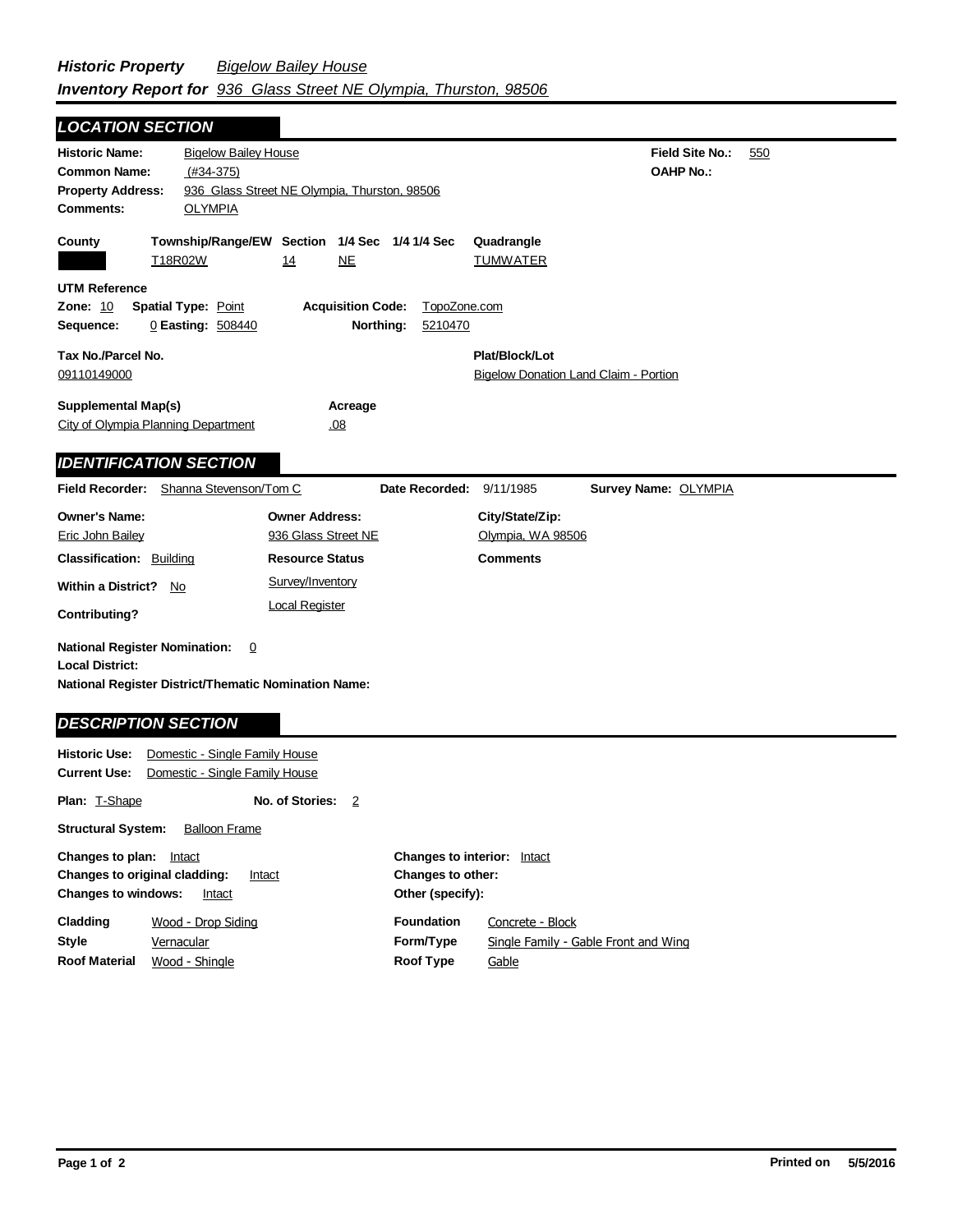# *Historic Property* *Bigelow Bailey House*
## *Inventory Report for* *936 Glass Street NE Olympia, Thurston, 98506*

## *LOCATION SECTION*

**Historic Name:** Bigelow Bailey House
**Field Site No.:** 550
**Common Name:** (#34-375)
**OAHP No.:**
**Property Address:** 936 Glass Street NE Olympia, Thurston, 98506
**Comments:** OLYMPIA

| County | Township/Range/EW | Section | 1/4 Sec | 1/4 1/4 Sec | Quadrangle |
|---|---|---|---|---|---|
| | T18R02W | 14 | NE | | TUMWATER |

**UTM Reference**
**Zone:** 10 **Spatial Type:** Point **Acquisition Code:** TopoZone.com
**Sequence:** 0 **Easting:** 508440 **Northing:** 5210470

**Tax No./Parcel No.**
09110149000

**Plat/Block/Lot**
Bigelow Donation Land Claim - Portion

**Supplemental Map(s)**
City of Olympia Planning Department

**Acreage**
.08

## *IDENTIFICATION SECTION*

**Field Recorder:** Shanna Stevenson/Tom C **Date Recorded:** 9/11/1985 **Survey Name:** OLYMPIA

| Owner's Name: | Owner Address: | City/State/Zip: |
|---|---|---|
| Eric John Bailey | 936 Glass Street NE | Olympia, WA 98506 |

**Classification:** Building
**Resource Status:** Survey/Inventory; Local Register
**Comments**
**Within a District?** No
**Contributing?**

**National Register Nomination:** 0
**Local District:**
**National Register District/Thematic Nomination Name:**

## *DESCRIPTION SECTION*

**Historic Use:** Domestic - Single Family House
**Current Use:** Domestic - Single Family House

**Plan:** T-Shape **No. of Stories:** 2

**Structural System:** Balloon Frame

**Changes to plan:** Intact
**Changes to original cladding:** Intact
**Changes to windows:** Intact
**Changes to interior:** Intact
**Changes to other:**
**Other (specify):**

| | | | |
|---|---|---|---|
| **Cladding** | Wood - Drop Siding | **Foundation** | Concrete - Block |
| **Style** | Vernacular | **Form/Type** | Single Family - Gable Front and Wing |
| **Roof Material** | Wood - Shingle | **Roof Type** | Gable |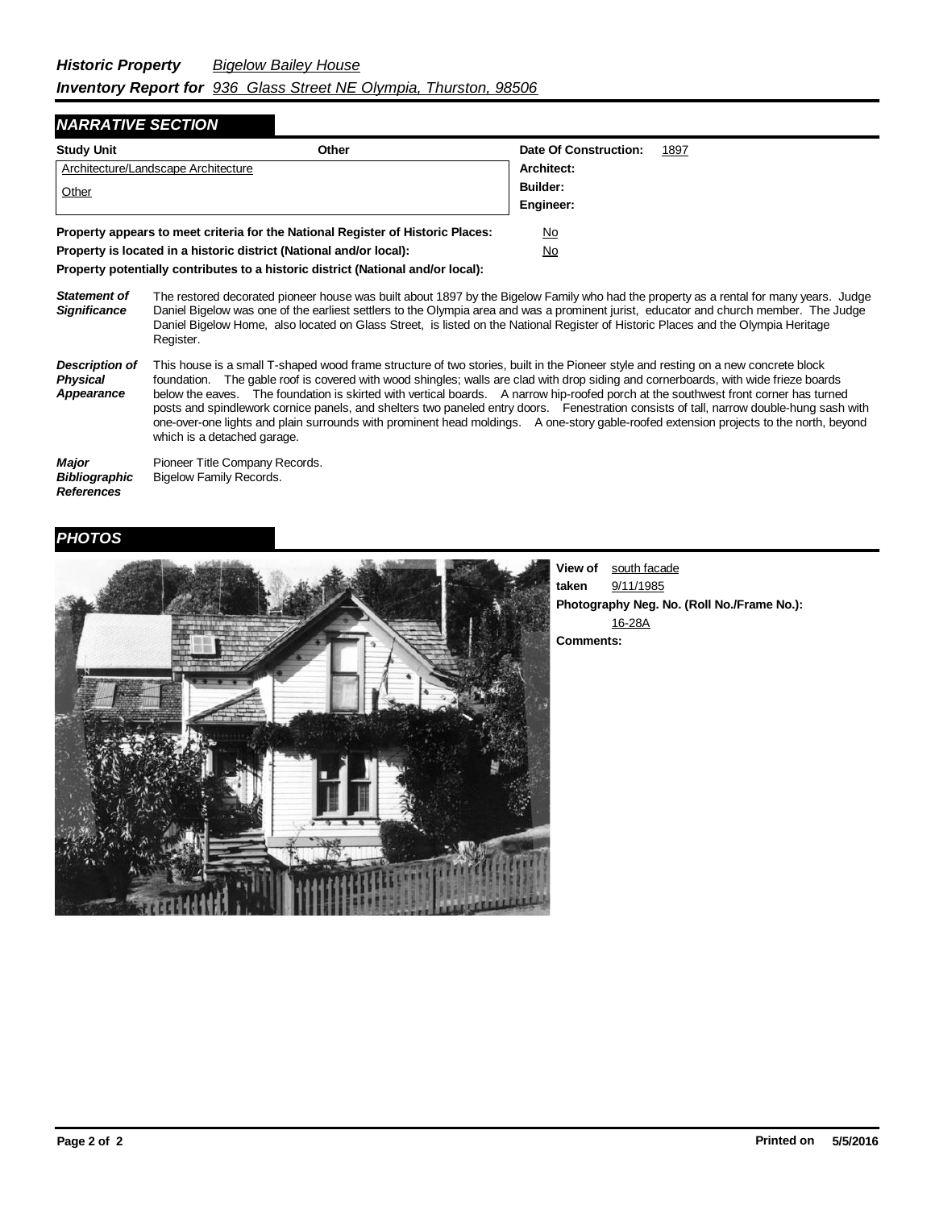## Historic Property Inventory Report for

*Bigelow Bailey House*

*936 Glass Street NE Olympia, Thurston, 98506*

## NARRATIVE SECTION

**Study Unit** | **Other**

Architecture/Landscape Architecture

Other

**Date Of Construction:** 1897

**Architect:**

**Builder:**

**Engineer:**

**Property appears to meet criteria for the National Register of Historic Places:** No

**Property is located in a historic district (National and/or local):** No

**Property potentially contributes to a historic district (National and/or local):**

***Statement of Significance***

The restored decorated pioneer house was built about 1897 by the Bigelow Family who had the property as a rental for many years. Judge Daniel Bigelow was one of the earliest settlers to the Olympia area and was a prominent jurist, educator and church member. The Judge Daniel Bigelow Home, also located on Glass Street, is listed on the National Register of Historic Places and the Olympia Heritage Register.

***Description of Physical Appearance***

This house is a small T-shaped wood frame structure of two stories, built in the Pioneer style and resting on a new concrete block foundation. The gable roof is covered with wood shingles; walls are clad with drop siding and cornerboards, with wide frieze boards below the eaves. The foundation is skirted with vertical boards. A narrow hip-roofed porch at the southwest front corner has turned posts and spindlework cornice panels, and shelters two paneled entry doors. Fenestration consists of tall, narrow double-hung sash with one-over-one lights and plain surrounds with prominent head moldings. A one-story gable-roofed extension projects to the north, beyond which is a detached garage.

***Major Bibliographic References***

Pioneer Title Company Records.
Bigelow Family Records.

## PHOTOS

**View of** south facade

**taken** 9/11/1985

**Photography Neg. No. (Roll No./Frame No.):** 16-28A

**Comments:**

**Printed on** 5/5/2016